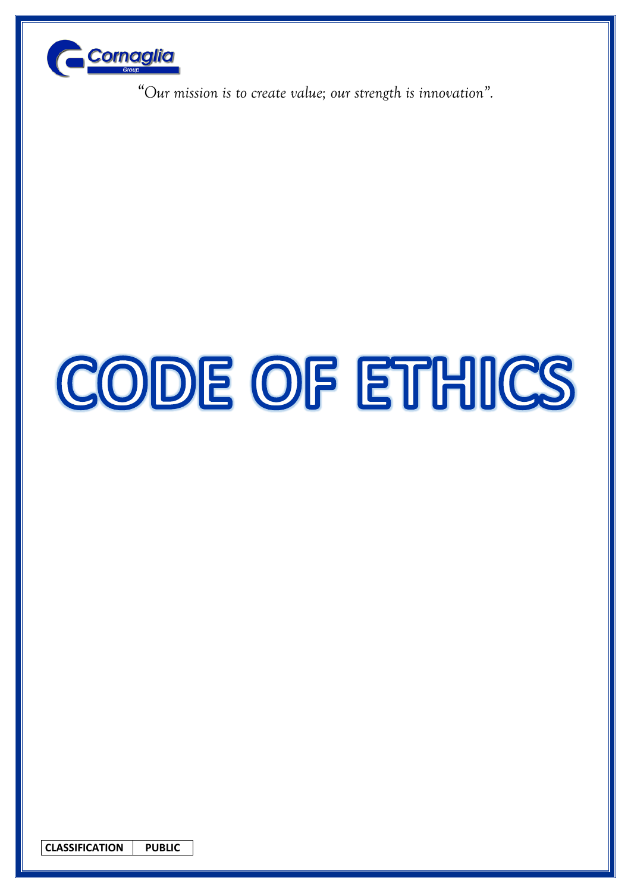Cornaglia Group

*"Our mission is to create value; our strength is innovation".*

# CODE OF ETHICS

| CLASSIFICATION | PUBLIC |
| --- | --- |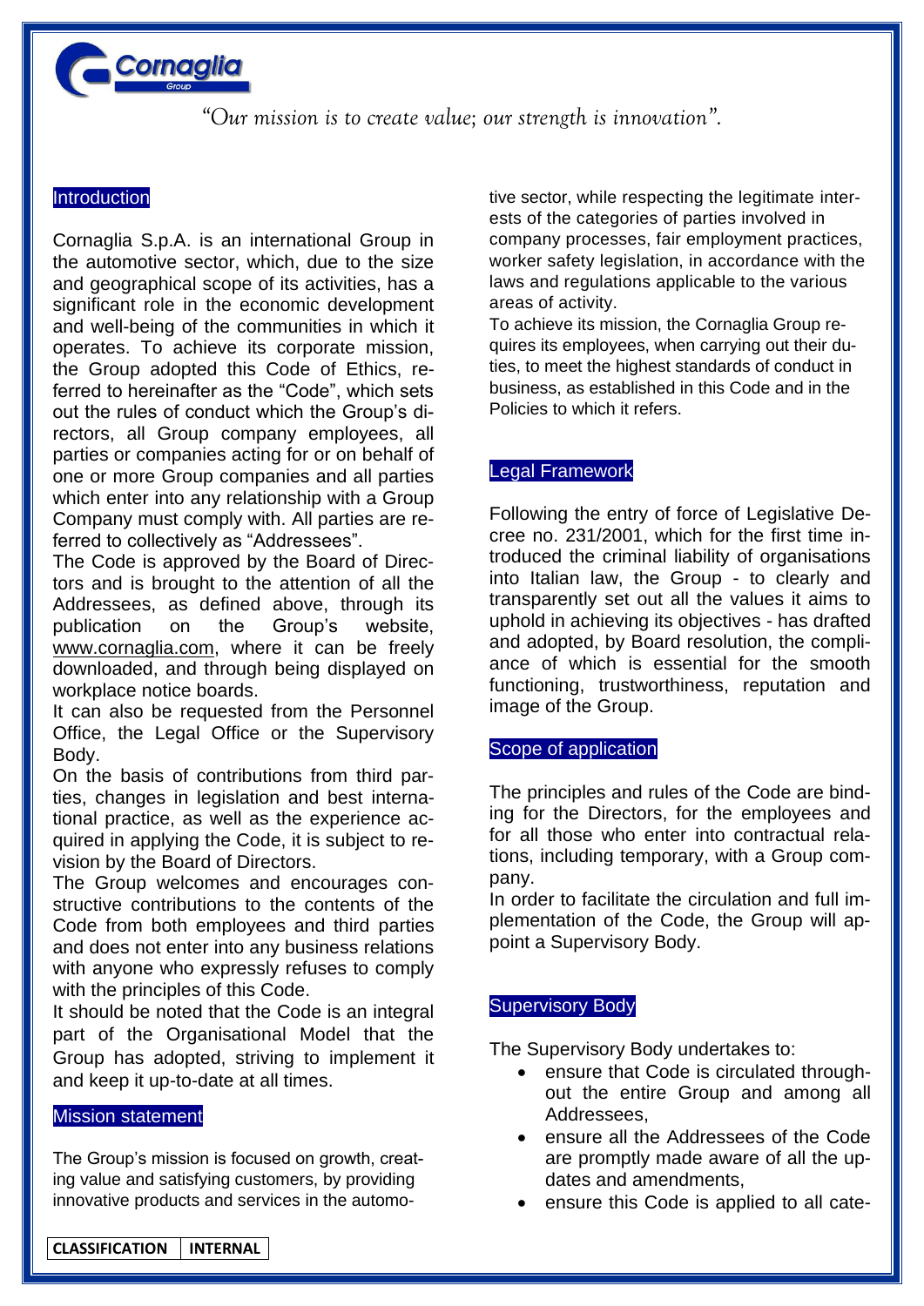*"Our mission is to create value; our strength is innovation".*

## Introduction

Cornaglia S.p.A. is an international Group in the automotive sector, which, due to the size and geographical scope of its activities, has a significant role in the economic development and well-being of the communities in which it operates. To achieve its corporate mission, the Group adopted this Code of Ethics, referred to hereinafter as the "Code", which sets out the rules of conduct which the Group's directors, all Group company employees, all parties or companies acting for or on behalf of one or more Group companies and all parties which enter into any relationship with a Group Company must comply with. All parties are referred to collectively as "Addresees".

The Code is approved by the Board of Directors and is brought to the attention of all the Addresees, as defined above, through its publication on the Group's website, www.cornaglia.com, where it can be freely downloaded, and through being displayed on workplace notice boards.

It can also be requested from the Personnel Office, the Legal Office or the Supervisory Body.

On the basis of contributions from third parties, changes in legislation and best international practice, as well as the experience acquired in applying the Code, it is subject to revision by the Board of Directors.

The Group welcomes and encourages constructive contributions to the contents of the Code from both employees and third parties and does not enter into any business relations with anyone who expressly refuses to comply with the principles of this Code.

It should be noted that the Code is an integral part of the Organisational Model that the Group has adopted, striving to implement it and keep it up-to-date at all times.

## Mission statement

The Group's mission is focused on growth, creating value and satisfying customers, by providing innovative products and services in the automotive sector, while respecting the legitimate interests of the categories of parties involved in company processes, fair employment practices, worker safety legislation, in accordance with the laws and regulations applicable to the various areas of activity.

To achieve its mission, the Cornaglia Group requires its employees, when carrying out their duties, to meet the highest standards of conduct in business, as established in this Code and in the Policies to which it refers.

## Legal Framework

Following the entry of force of Legislative Decree no. 231/2001, which for the first time introduced the criminal liability of organisations into Italian law, the Group - to clearly and transparently set out all the values it aims to uphold in achieving its objectives - has drafted and adopted, by Board resolution, the compliance of which is essential for the smooth functioning, trustworthiness, reputation and image of the Group.

## Scope of application

The principles and rules of the Code are binding for the Directors, for the employees and for all those who enter into contractual relations, including temporary, with a Group company.

In order to facilitate the circulation and full implementation of the Code, the Group will appoint a Supervisory Body.

## Supervisory Body

The Supervisory Body undertakes to:

- ensure that Code is circulated throughout the entire Group and among all Addresees,
- ensure all the Addresees of the Code are promptly made aware of all the updates and amendments,
- ensure this Code is applied to all cate-

| CLASSIFICATION | INTERNAL |
|---|---|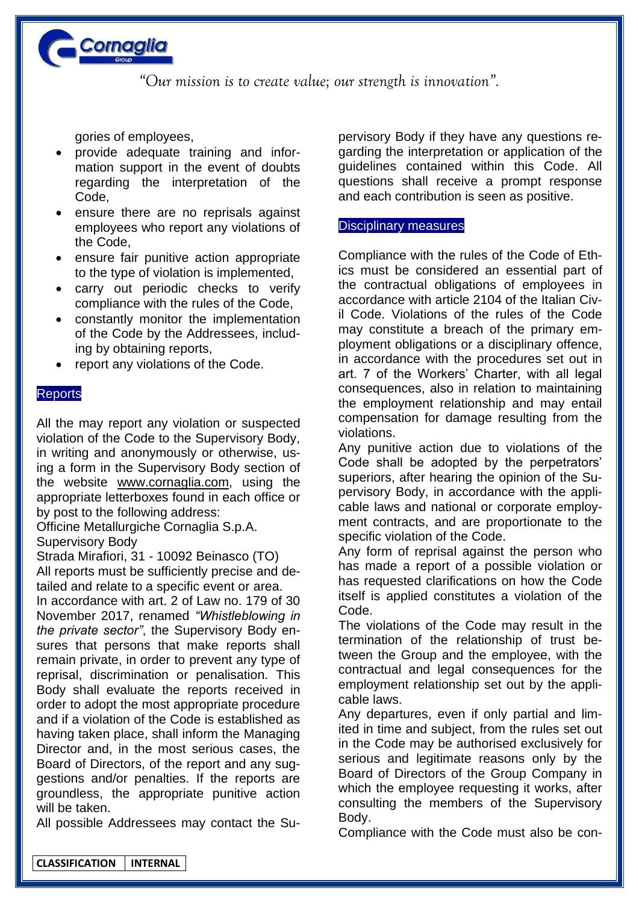gories of employees,

- provide adequate training and information support in the event of doubts regarding the interpretation of the Code,
- ensure there are no reprisals against employees who report any violations of the Code,
- ensure fair punitive action appropriate to the type of violation is implemented,
- carry out periodic checks to verify compliance with the rules of the Code,
- constantly monitor the implementation of the Code by the Addressees, including by obtaining reports,
- report any violations of the Code.

## Reports

All the may report any violation or suspected violation of the Code to the Supervisory Body, in writing and anonymously or otherwise, using a form in the Supervisory Body section of the website www.cornaglia.com, using the appropriate letterboxes found in each office or by post to the following address:

Officine Metallurgiche Cornaglia S.p.A.
Supervisory Body
Strada Mirafiori, 31 - 10092 Beinasco (TO)

All reports must be sufficiently precise and detailed and relate to a specific event or area.

In accordance with art. 2 of Law no. 179 of 30 November 2017, renamed *"Whistleblowing in the private sector"*, the Supervisory Body ensures that persons that make reports shall remain private, in order to prevent any type of reprisal, discrimination or penalisation. This Body shall evaluate the reports received in order to adopt the most appropriate procedure and if a violation of the Code is established as having taken place, shall inform the Managing Director and, in the most serious cases, the Board of Directors, of the report and any suggestions and/or penalties. If the reports are groundless, the appropriate punitive action will be taken.

All possible Addressees may contact the Supervisory Body if they have any questions regarding the interpretation or application of the guidelines contained within this Code. All questions shall receive a prompt response and each contribution is seen as positive.

## Disciplinary measures

Compliance with the rules of the Code of Ethics must be considered an essential part of the contractual obligations of employees in accordance with article 2104 of the Italian Civil Code. Violations of the rules of the Code may constitute a breach of the primary employment obligations or a disciplinary offence, in accordance with the procedures set out in art. 7 of the Workers' Charter, with all legal consequences, also in relation to maintaining the employment relationship and may entail compensation for damage resulting from the violations.

Any punitive action due to violations of the Code shall be adopted by the perpetrators' superiors, after hearing the opinion of the Supervisory Body, in accordance with the applicable laws and national or corporate employment contracts, and are proportionate to the specific violation of the Code.

Any form of reprisal against the person who has made a report of a possible violation or has requested clarifications on how the Code itself is applied constitutes a violation of the Code.

The violations of the Code may result in the termination of the relationship of trust between the Group and the employee, with the contractual and legal consequences for the employment relationship set out by the applicable laws.

Any departures, even if only partial and limited in time and subject, from the rules set out in the Code may be authorised exclusively for serious and legitimate reasons only by the Board of Directors of the Group Company in which the employee requesting it works, after consulting the members of the Supervisory Body.

Compliance with the Code must also be con-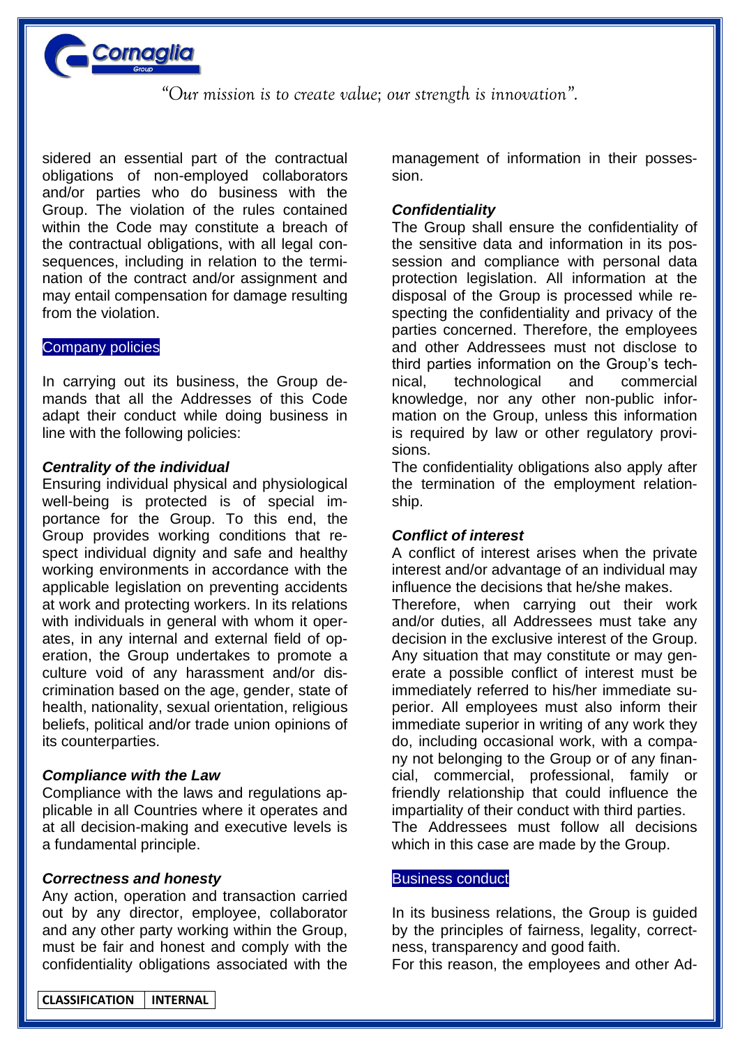sidered an essential part of the contractual obligations of non-employed collaborators and/or parties who do business with the Group. The violation of the rules contained within the Code may constitute a breach of the contractual obligations, with all legal consequences, including in relation to the termination of the contract and/or assignment and may entail compensation for damage resulting from the violation.

## Company policies

In carrying out its business, the Group demands that all the Addresses of this Code adapt their conduct while doing business in line with the following policies:

### *Centrality of the individual*

Ensuring individual physical and physiological well-being is protected is of special importance for the Group. To this end, the Group provides working conditions that respect individual dignity and safe and healthy working environments in accordance with the applicable legislation on preventing accidents at work and protecting workers. In its relations with individuals in general with whom it operates, in any internal and external field of operation, the Group undertakes to promote a culture void of any harassment and/or discrimination based on the age, gender, state of health, nationality, sexual orientation, religious beliefs, political and/or trade union opinions of its counterparties.

### *Compliance with the Law*

Compliance with the laws and regulations applicable in all Countries where it operates and at all decision-making and executive levels is a fundamental principle.

### *Correctness and honesty*

Any action, operation and transaction carried out by any director, employee, collaborator and any other party working within the Group, must be fair and honest and comply with the confidentiality obligations associated with the management of information in their possession.

### *Confidentiality*

The Group shall ensure the confidentiality of the sensitive data and information in its possession and compliance with personal data protection legislation. All information at the disposal of the Group is processed while respecting the confidentiality and privacy of the parties concerned. Therefore, the employees and other Addressees must not disclose to third parties information on the Group's technical, technological and commercial knowledge, nor any other non-public information on the Group, unless this information is required by law or other regulatory provisions.

The confidentiality obligations also apply after the termination of the employment relationship.

### *Conflict of interest*

A conflict of interest arises when the private interest and/or advantage of an individual may influence the decisions that he/she makes.

Therefore, when carrying out their work and/or duties, all Addressees must take any decision in the exclusive interest of the Group. Any situation that may constitute or may generate a possible conflict of interest must be immediately referred to his/her immediate superior. All employees must also inform their immediate superior in writing of any work they do, including occasional work, with a company not belonging to the Group or of any financial, commercial, professional, family or friendly relationship that could influence the impartiality of their conduct with third parties.

The Addressees must follow all decisions which in this case are made by the Group.

## Business conduct

In its business relations, the Group is guided by the principles of fairness, legality, correctness, transparency and good faith.

For this reason, the employees and other Ad-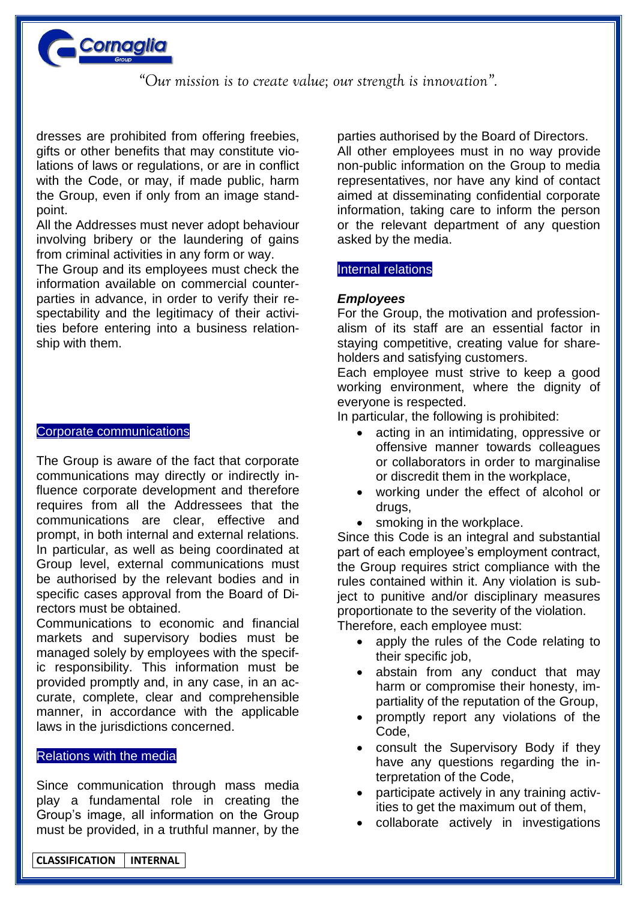dresses are prohibited from offering freebies, gifts or other benefits that may constitute violations of laws or regulations, or are in conflict with the Code, or may, if made public, harm the Group, even if only from an image standpoint.

All the Addresses must never adopt behaviour involving bribery or the laundering of gains from criminal activities in any form or way.

The Group and its employees must check the information available on commercial counterparties in advance, in order to verify their respectability and the legitimacy of their activities before entering into a business relationship with them.

## Corporate communications

The Group is aware of the fact that corporate communications may directly or indirectly influence corporate development and therefore requires from all the Addressees that the communications are clear, effective and prompt, in both internal and external relations. In particular, as well as being coordinated at Group level, external communications must be authorised by the relevant bodies and in specific cases approval from the Board of Directors must be obtained.

Communications to economic and financial markets and supervisory bodies must be managed solely by employees with the specific responsibility. This information must be provided promptly and, in any case, in an accurate, complete, clear and comprehensible manner, in accordance with the applicable laws in the jurisdictions concerned.

## Relations with the media

Since communication through mass media play a fundamental role in creating the Group's image, all information on the Group must be provided, in a truthful manner, by the parties authorised by the Board of Directors.

All other employees must in no way provide non-public information on the Group to media representatives, nor have any kind of contact aimed at disseminating confidential corporate information, taking care to inform the person or the relevant department of any question asked by the media.

## Internal relations

### *Employees*

For the Group, the motivation and professionalism of its staff are an essential factor in staying competitive, creating value for shareholders and satisfying customers.

Each employee must strive to keep a good working environment, where the dignity of everyone is respected.

In particular, the following is prohibited:

- acting in an intimidating, oppressive or offensive manner towards colleagues or collaborators in order to marginalise or discredit them in the workplace,
- working under the effect of alcohol or drugs,
- smoking in the workplace.

Since this Code is an integral and substantial part of each employee's employment contract, the Group requires strict compliance with the rules contained within it. Any violation is subject to punitive and/or disciplinary measures proportionate to the severity of the violation.

Therefore, each employee must:

- apply the rules of the Code relating to their specific job,
- abstain from any conduct that may harm or compromise their honesty, impartiality of the reputation of the Group,
- promptly report any violations of the Code,
- consult the Supervisory Body if they have any questions regarding the interpretation of the Code,
- participate actively in any training activities to get the maximum out of them,
- collaborate actively in investigations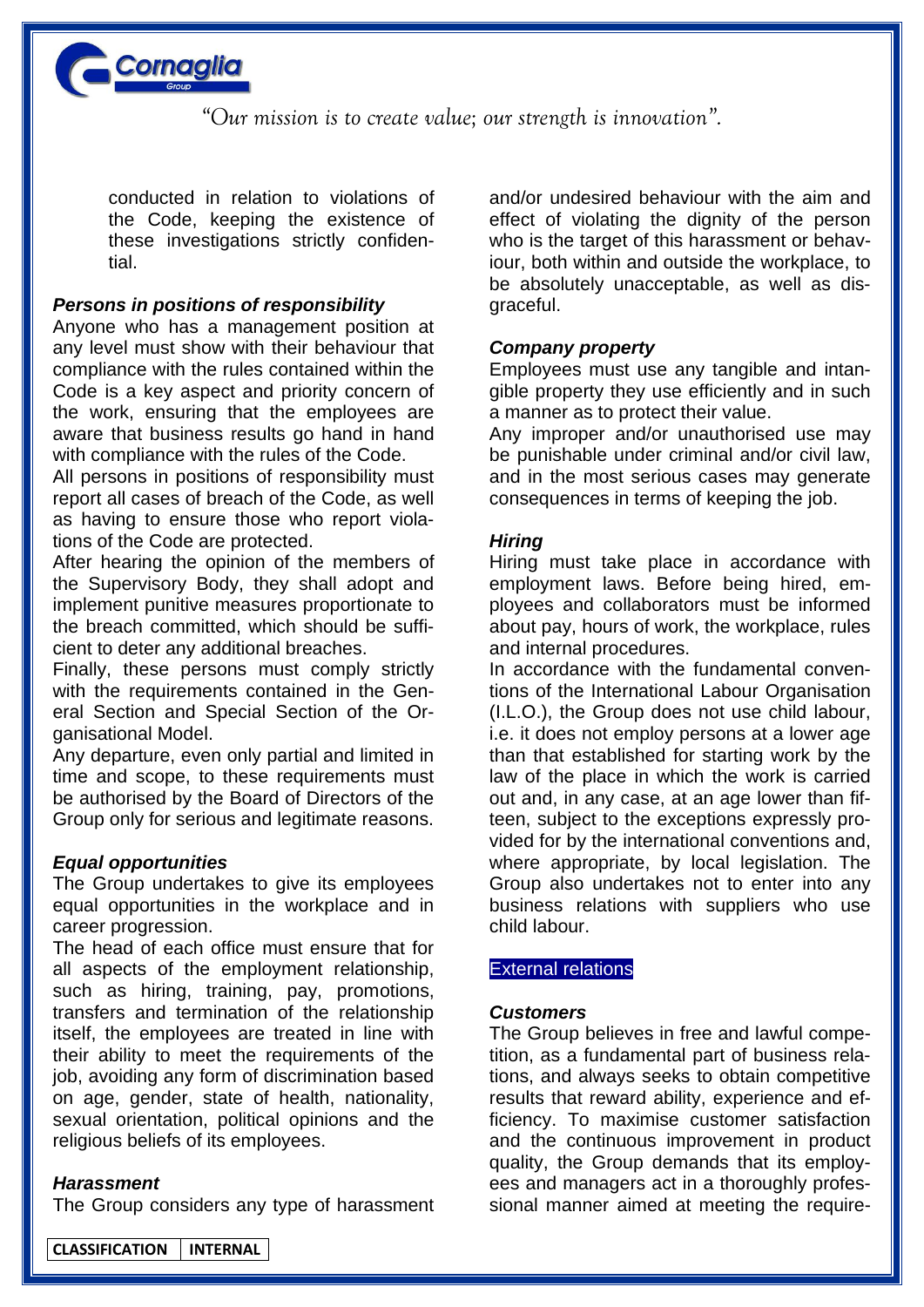conducted in relation to violations of the Code, keeping the existence of these investigations strictly confidential.

***Persons in positions of responsibility***

Anyone who has a management position at any level must show with their behaviour that compliance with the rules contained within the Code is a key aspect and priority concern of the work, ensuring that the employees are aware that business results go hand in hand with compliance with the rules of the Code.

All persons in positions of responsibility must report all cases of breach of the Code, as well as having to ensure those who report violations of the Code are protected.

After hearing the opinion of the members of the Supervisory Body, they shall adopt and implement punitive measures proportionate to the breach committed, which should be sufficient to deter any additional breaches.

Finally, these persons must comply strictly with the requirements contained in the General Section and Special Section of the Organisational Model.

Any departure, even only partial and limited in time and scope, to these requirements must be authorised by the Board of Directors of the Group only for serious and legitimate reasons.

***Equal opportunities***

The Group undertakes to give its employees equal opportunities in the workplace and in career progression.

The head of each office must ensure that for all aspects of the employment relationship, such as hiring, training, pay, promotions, transfers and termination of the relationship itself, the employees are treated in line with their ability to meet the requirements of the job, avoiding any form of discrimination based on age, gender, state of health, nationality, sexual orientation, political opinions and the religious beliefs of its employees.

***Harassment***

The Group considers any type of harassment and/or undesired behaviour with the aim and effect of violating the dignity of the person who is the target of this harassment or behaviour, both within and outside the workplace, to be absolutely unacceptable, as well as disgraceful.

***Company property***

Employees must use any tangible and intangible property they use efficiently and in such a manner as to protect their value.

Any improper and/or unauthorised use may be punishable under criminal and/or civil law, and in the most serious cases may generate consequences in terms of keeping the job.

***Hiring***

Hiring must take place in accordance with employment laws. Before being hired, employees and collaborators must be informed about pay, hours of work, the workplace, rules and internal procedures.

In accordance with the fundamental conventions of the International Labour Organisation (I.L.O.), the Group does not use child labour, i.e. it does not employ persons at a lower age than that established for starting work by the law of the place in which the work is carried out and, in any case, at an age lower than fifteen, subject to the exceptions expressly provided for by the international conventions and, where appropriate, by local legislation. The Group also undertakes not to enter into any business relations with suppliers who use child labour.

## External relations

***Customers***

The Group believes in free and lawful competition, as a fundamental part of business relations, and always seeks to obtain competitive results that reward ability, experience and efficiency. To maximise customer satisfaction and the continuous improvement in product quality, the Group demands that its employees and managers act in a thoroughly professional manner aimed at meeting the require-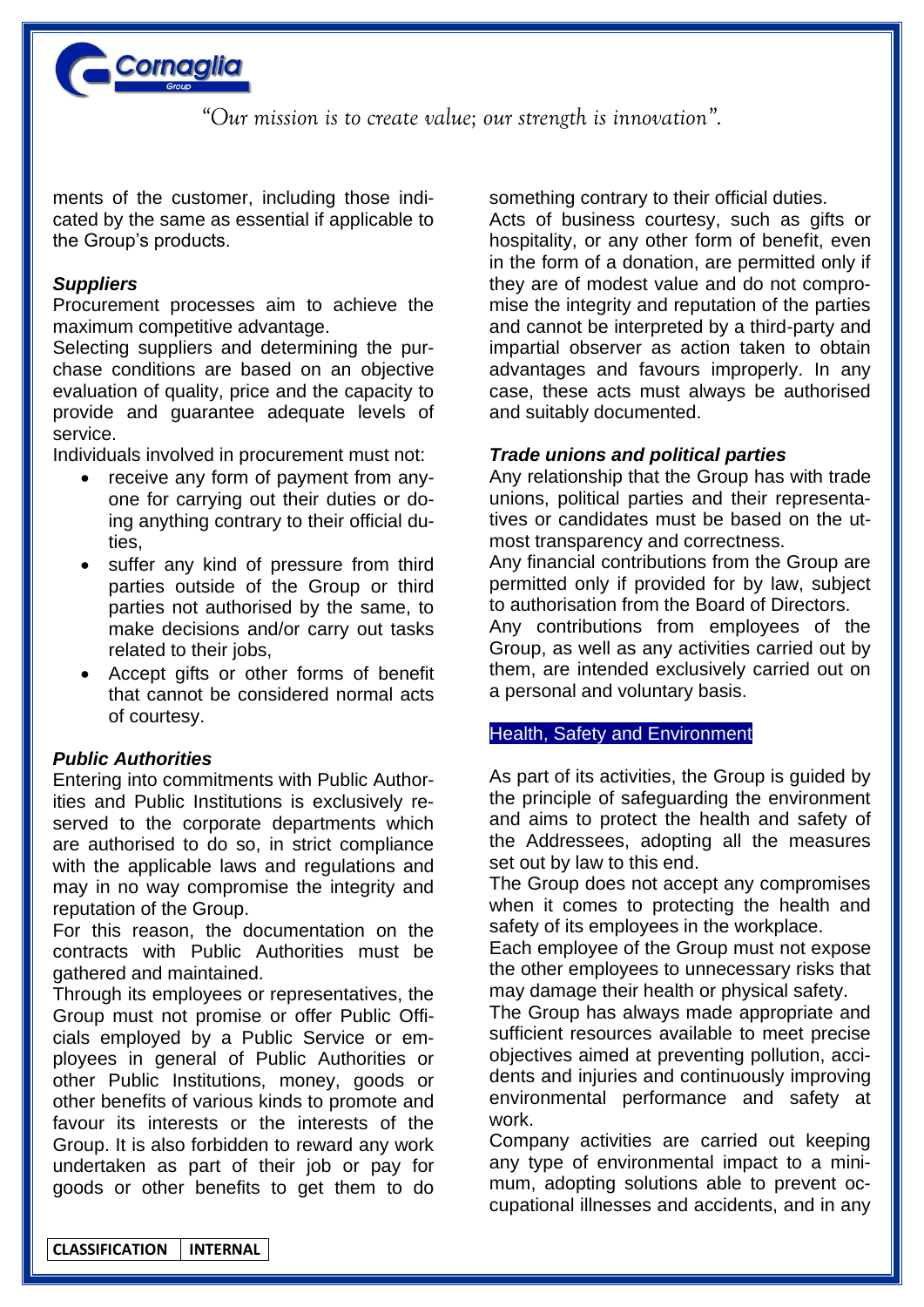ments of the customer, including those indicated by the same as essential if applicable to the Group's products.

***Suppliers***

Procurement processes aim to achieve the maximum competitive advantage.

Selecting suppliers and determining the purchase conditions are based on an objective evaluation of quality, price and the capacity to provide and guarantee adequate levels of service.

Individuals involved in procurement must not:

- receive any form of payment from anyone for carrying out their duties or doing anything contrary to their official duties,
- suffer any kind of pressure from third parties outside of the Group or third parties not authorised by the same, to make decisions and/or carry out tasks related to their jobs,
- Accept gifts or other forms of benefit that cannot be considered normal acts of courtesy.

***Public Authorities***

Entering into commitments with Public Authorities and Public Institutions is exclusively reserved to the corporate departments which are authorised to do so, in strict compliance with the applicable laws and regulations and may in no way compromise the integrity and reputation of the Group.

For this reason, the documentation on the contracts with Public Authorities must be gathered and maintained.

Through its employees or representatives, the Group must not promise or offer Public Officials employed by a Public Service or employees in general of Public Authorities or other Public Institutions, money, goods or other benefits of various kinds to promote and favour its interests or the interests of the Group. It is also forbidden to reward any work undertaken as part of their job or pay for goods or other benefits to get them to do something contrary to their official duties.

Acts of business courtesy, such as gifts or hospitality, or any other form of benefit, even in the form of a donation, are permitted only if they are of modest value and do not compromise the integrity and reputation of the parties and cannot be interpreted by a third-party and impartial observer as action taken to obtain advantages and favours improperly. In any case, these acts must always be authorised and suitably documented.

***Trade unions and political parties***

Any relationship that the Group has with trade unions, political parties and their representatives or candidates must be based on the utmost transparency and correctness.

Any financial contributions from the Group are permitted only if provided for by law, subject to authorisation from the Board of Directors.

Any contributions from employees of the Group, as well as any activities carried out by them, are intended exclusively carried out on a personal and voluntary basis.

## Health, Safety and Environment

As part of its activities, the Group is guided by the principle of safeguarding the environment and aims to protect the health and safety of the Addressees, adopting all the measures set out by law to this end.

The Group does not accept any compromises when it comes to protecting the health and safety of its employees in the workplace.

Each employee of the Group must not expose the other employees to unnecessary risks that may damage their health or physical safety.

The Group has always made appropriate and sufficient resources available to meet precise objectives aimed at preventing pollution, accidents and injuries and continuously improving environmental performance and safety at work.

Company activities are carried out keeping any type of environmental impact to a minimum, adopting solutions able to prevent occupational illnesses and accidents, and in any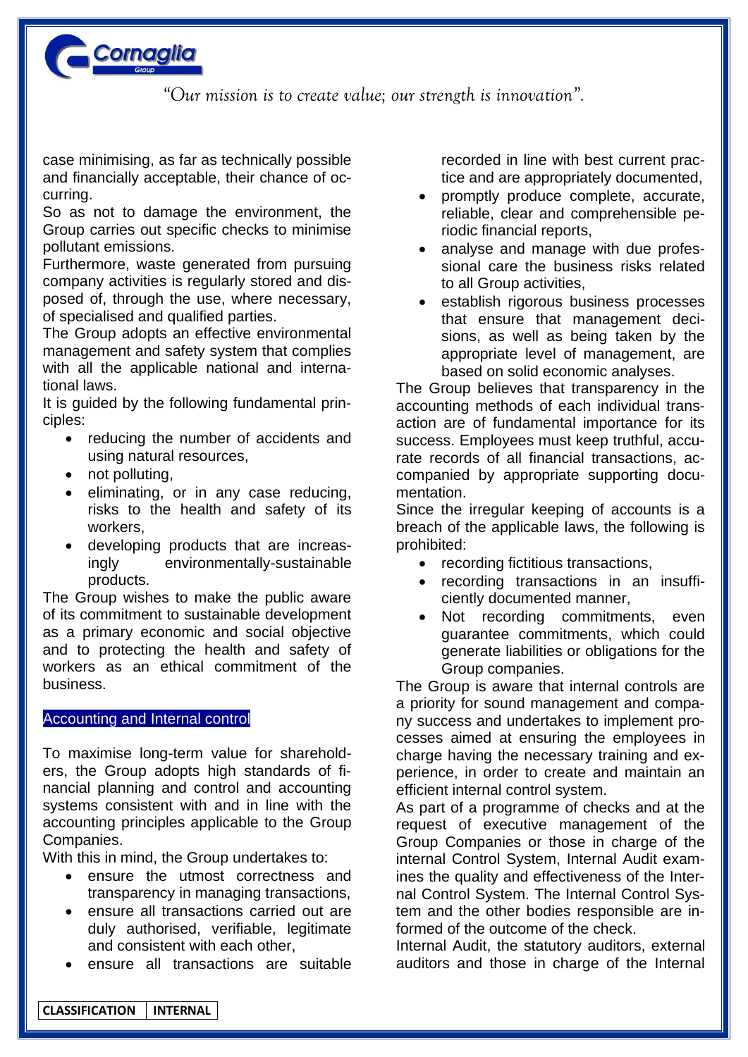case minimising, as far as technically possible and financially acceptable, their chance of occurring.

So as not to damage the environment, the Group carries out specific checks to minimise pollutant emissions.

Furthermore, waste generated from pursuing company activities is regularly stored and disposed of, through the use, where necessary, of specialised and qualified parties.

The Group adopts an effective environmental management and safety system that complies with all the applicable national and international laws.

It is guided by the following fundamental principles:

- reducing the number of accidents and using natural resources,
- not polluting,
- eliminating, or in any case reducing, risks to the health and safety of its workers,
- developing products that are increasingly environmentally-sustainable products.

The Group wishes to make the public aware of its commitment to sustainable development as a primary economic and social objective and to protecting the health and safety of workers as an ethical commitment of the business.

## Accounting and Internal control

To maximise long-term value for shareholders, the Group adopts high standards of financial planning and control and accounting systems consistent with and in line with the accounting principles applicable to the Group Companies.

With this in mind, the Group undertakes to:

- ensure the utmost correctness and transparency in managing transactions,
- ensure all transactions carried out are duly authorised, verifiable, legitimate and consistent with each other,
- ensure all transactions are suitable recorded in line with best current practice and are appropriately documented,
- promptly produce complete, accurate, reliable, clear and comprehensible periodic financial reports,
- analyse and manage with due professional care the business risks related to all Group activities,
- establish rigorous business processes that ensure that management decisions, as well as being taken by the appropriate level of management, are based on solid economic analyses.

The Group believes that transparency in the accounting methods of each individual transaction are of fundamental importance for its success. Employees must keep truthful, accurate records of all financial transactions, accompanied by appropriate supporting documentation.

Since the irregular keeping of accounts is a breach of the applicable laws, the following is prohibited:

- recording fictitious transactions,
- recording transactions in an insufficiently documented manner,
- Not recording commitments, even guarantee commitments, which could generate liabilities or obligations for the Group companies.

The Group is aware that internal controls are a priority for sound management and company success and undertakes to implement processes aimed at ensuring the employees in charge having the necessary training and experience, in order to create and maintain an efficient internal control system.

As part of a programme of checks and at the request of executive management of the Group Companies or those in charge of the internal Control System, Internal Audit examines the quality and effectiveness of the Internal Control System. The Internal Control System and the other bodies responsible are informed of the outcome of the check.

Internal Audit, the statutory auditors, external auditors and those in charge of the Internal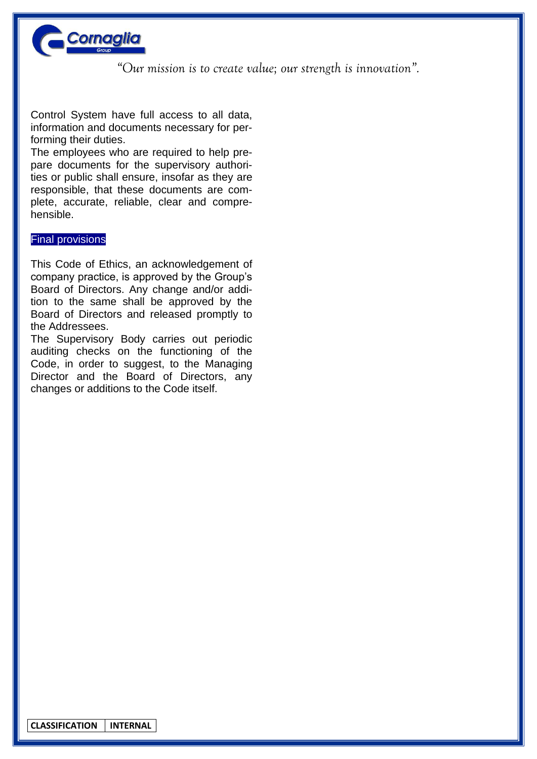Control System have full access to all data, information and documents necessary for performing their duties.

The employees who are required to help prepare documents for the supervisory authorities or public shall ensure, insofar as they are responsible, that these documents are complete, accurate, reliable, clear and comprehensible.

## Final provisions

This Code of Ethics, an acknowledgement of company practice, is approved by the Group's Board of Directors. Any change and/or addition to the same shall be approved by the Board of Directors and released promptly to the Addressees.

The Supervisory Body carries out periodic auditing checks on the functioning of the Code, in order to suggest, to the Managing Director and the Board of Directors, any changes or additions to the Code itself.